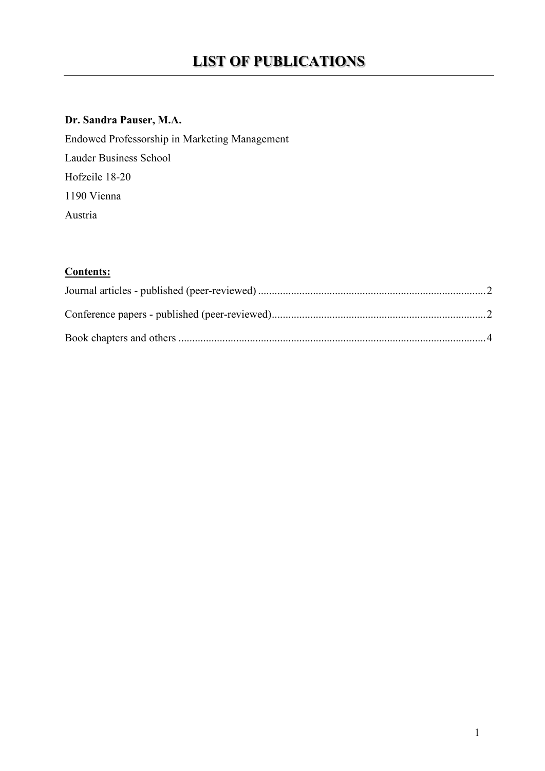# LIST OF PUBLICATIONS

**Dr. Sandra Pauser, M.A.**

Endowed Professorship in Marketing Management

Lauder Business School

Hofzeile 18-20

1190 Vienna

Austria

**Contents:**

Journal articles - published (peer-reviewed) .................................................................................. 2

Conference papers - published (peer-reviewed)............................................................................. 2

Book chapters and others ............................................................................................................... 4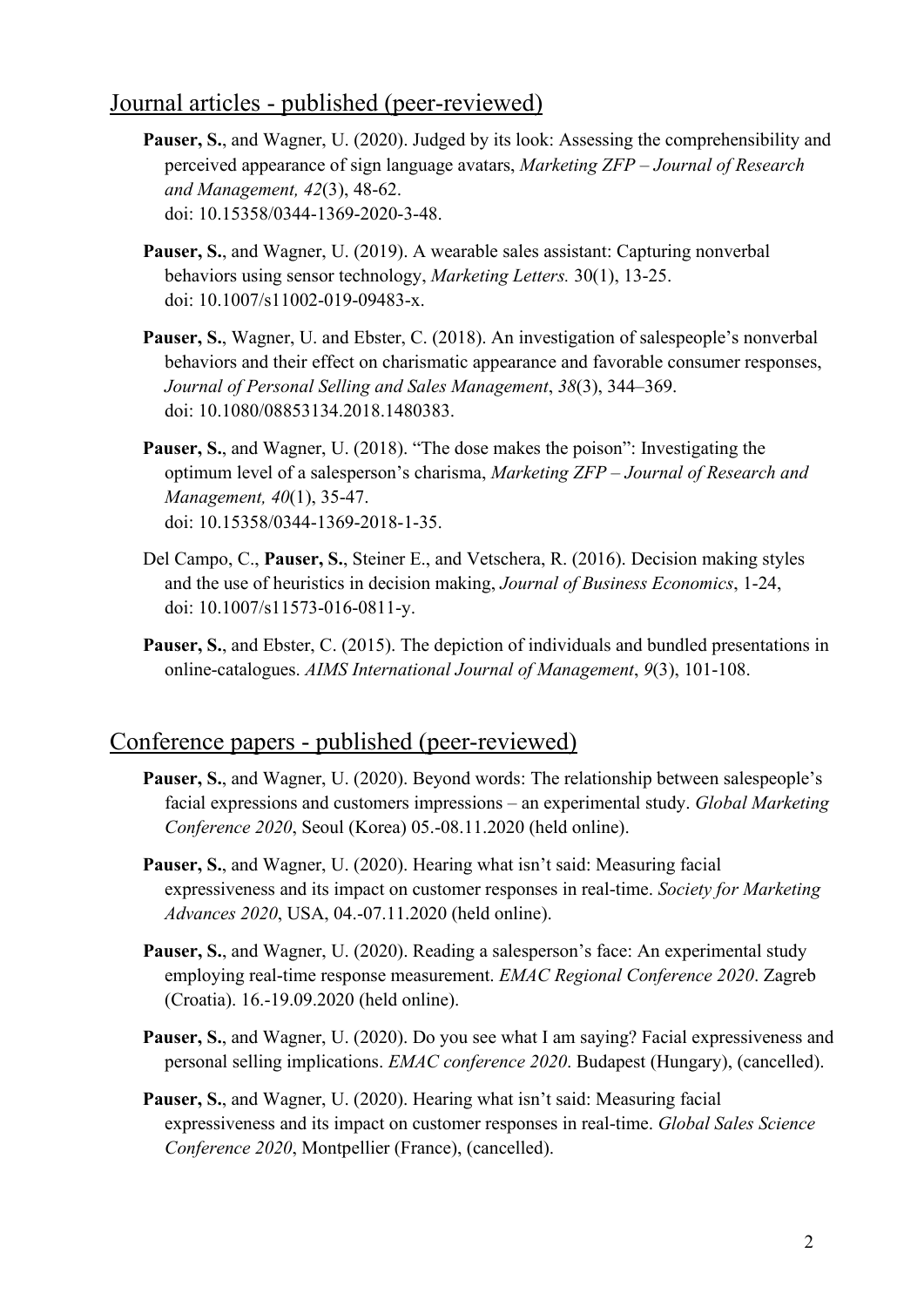## Journal articles - published (peer-reviewed)

**Pauser, S.**, and Wagner, U. (2020). Judged by its look: Assessing the comprehensibility and perceived appearance of sign language avatars, *Marketing ZFP – Journal of Research and Management, 42*(3), 48-62. doi: 10.15358/0344-1369-2020-3-48.

**Pauser, S.**, and Wagner, U. (2019). A wearable sales assistant: Capturing nonverbal behaviors using sensor technology, *Marketing Letters.* 30(1), 13-25. doi: 10.1007/s11002-019-09483-x.

**Pauser, S.**, Wagner, U. and Ebster, C. (2018). An investigation of salespeople's nonverbal behaviors and their effect on charismatic appearance and favorable consumer responses, *Journal of Personal Selling and Sales Management*, *38*(3), 344–369. doi: 10.1080/08853134.2018.1480383.

**Pauser, S.**, and Wagner, U. (2018). "The dose makes the poison": Investigating the optimum level of a salesperson's charisma, *Marketing ZFP – Journal of Research and Management, 40*(1), 35-47. doi: 10.15358/0344-1369-2018-1-35.

Del Campo, C., **Pauser, S.**, Steiner E., and Vetschera, R. (2016). Decision making styles and the use of heuristics in decision making, *Journal of Business Economics*, 1-24, doi: 10.1007/s11573-016-0811-y.

**Pauser, S.**, and Ebster, C. (2015). The depiction of individuals and bundled presentations in online-catalogues. *AIMS International Journal of Management*, *9*(3), 101-108.

## Conference papers - published (peer-reviewed)

**Pauser, S.**, and Wagner, U. (2020). Beyond words: The relationship between salespeople's facial expressions and customers impressions – an experimental study. *Global Marketing Conference 2020*, Seoul (Korea) 05.-08.11.2020 (held online).

**Pauser, S.**, and Wagner, U. (2020). Hearing what isn't said: Measuring facial expressiveness and its impact on customer responses in real-time. *Society for Marketing Advances 2020*, USA, 04.-07.11.2020 (held online).

**Pauser, S.**, and Wagner, U. (2020). Reading a salesperson's face: An experimental study employing real-time response measurement. *EMAC Regional Conference 2020*. Zagreb (Croatia). 16.-19.09.2020 (held online).

**Pauser, S.**, and Wagner, U. (2020). Do you see what I am saying? Facial expressiveness and personal selling implications. *EMAC conference 2020*. Budapest (Hungary), (cancelled).

**Pauser, S.**, and Wagner, U. (2020). Hearing what isn't said: Measuring facial expressiveness and its impact on customer responses in real-time. *Global Sales Science Conference 2020*, Montpellier (France), (cancelled).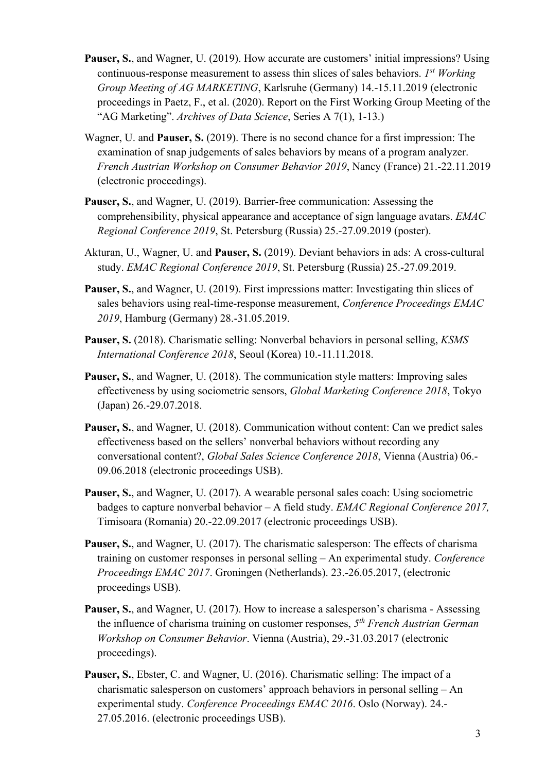**Pauser, S.**, and Wagner, U. (2019). How accurate are customers' initial impressions? Using continuous-response measurement to assess thin slices of sales behaviors. *1st Working Group Meeting of AG MARKETING*, Karlsruhe (Germany) 14.-15.11.2019 (electronic proceedings in Paetz, F., et al. (2020). Report on the First Working Group Meeting of the "AG Marketing". *Archives of Data Science*, Series A 7(1), 1-13.)

Wagner, U. and **Pauser, S.** (2019). There is no second chance for a first impression: The examination of snap judgements of sales behaviors by means of a program analyzer. *French Austrian Workshop on Consumer Behavior 2019*, Nancy (France) 21.-22.11.2019 (electronic proceedings).

**Pauser, S.**, and Wagner, U. (2019). Barrier-free communication: Assessing the comprehensibility, physical appearance and acceptance of sign language avatars. *EMAC Regional Conference 2019*, St. Petersburg (Russia) 25.-27.09.2019 (poster).

Akturan, U., Wagner, U. and **Pauser, S.** (2019). Deviant behaviors in ads: A cross-cultural study. *EMAC Regional Conference 2019*, St. Petersburg (Russia) 25.-27.09.2019.

**Pauser, S.**, and Wagner, U. (2019). First impressions matter: Investigating thin slices of sales behaviors using real-time-response measurement, *Conference Proceedings EMAC 2019*, Hamburg (Germany) 28.-31.05.2019.

**Pauser, S.** (2018). Charismatic selling: Nonverbal behaviors in personal selling, *KSMS International Conference 2018*, Seoul (Korea) 10.-11.11.2018.

**Pauser, S.**, and Wagner, U. (2018). The communication style matters: Improving sales effectiveness by using sociometric sensors, *Global Marketing Conference 2018*, Tokyo (Japan) 26.-29.07.2018.

**Pauser, S.**, and Wagner, U. (2018). Communication without content: Can we predict sales effectiveness based on the sellers' nonverbal behaviors without recording any conversational content?, *Global Sales Science Conference 2018*, Vienna (Austria) 06.-09.06.2018 (electronic proceedings USB).

**Pauser, S.**, and Wagner, U. (2017). A wearable personal sales coach: Using sociometric badges to capture nonverbal behavior – A field study. *EMAC Regional Conference 2017,* Timisoara (Romania) 20.-22.09.2017 (electronic proceedings USB).

**Pauser, S.**, and Wagner, U. (2017). The charismatic salesperson: The effects of charisma training on customer responses in personal selling – An experimental study. *Conference Proceedings EMAC 2017*. Groningen (Netherlands). 23.-26.05.2017, (electronic proceedings USB).

**Pauser, S.**, and Wagner, U. (2017). How to increase a salesperson's charisma - Assessing the influence of charisma training on customer responses, *5th French Austrian German Workshop on Consumer Behavior*. Vienna (Austria), 29.-31.03.2017 (electronic proceedings).

**Pauser, S.**, Ebster, C. and Wagner, U. (2016). Charismatic selling: The impact of a charismatic salesperson on customers' approach behaviors in personal selling – An experimental study. *Conference Proceedings EMAC 2016*. Oslo (Norway). 24.-27.05.2016. (electronic proceedings USB).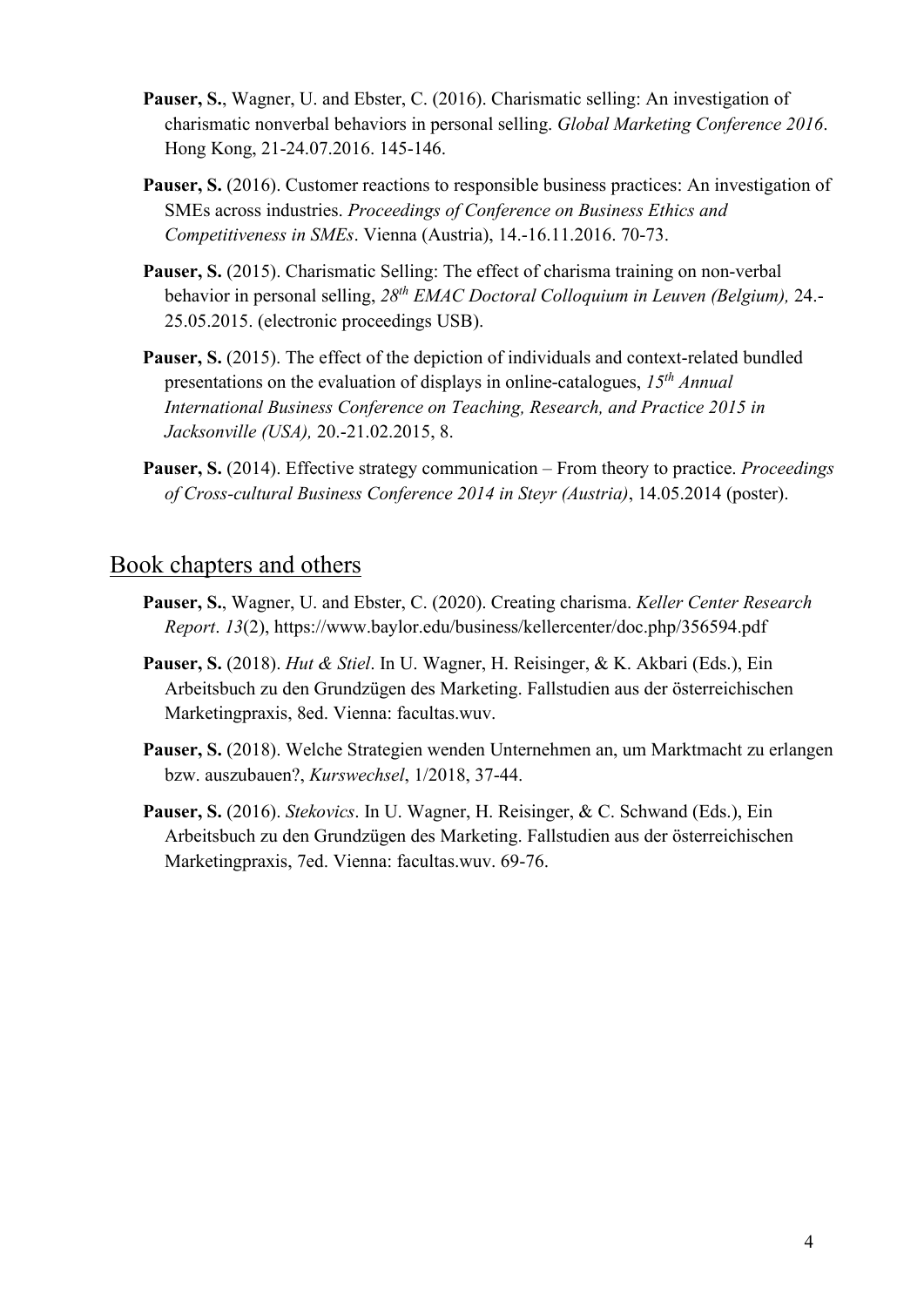**Pauser, S.**, Wagner, U. and Ebster, C. (2016). Charismatic selling: An investigation of charismatic nonverbal behaviors in personal selling. *Global Marketing Conference 2016*. Hong Kong, 21-24.07.2016. 145-146.

**Pauser, S.** (2016). Customer reactions to responsible business practices: An investigation of SMEs across industries. *Proceedings of Conference on Business Ethics and Competitiveness in SMEs*. Vienna (Austria), 14.-16.11.2016. 70-73.

**Pauser, S.** (2015). Charismatic Selling: The effect of charisma training on non-verbal behavior in personal selling, *28th EMAC Doctoral Colloquium in Leuven (Belgium),* 24.-25.05.2015. (electronic proceedings USB).

**Pauser, S.** (2015). The effect of the depiction of individuals and context-related bundled presentations on the evaluation of displays in online-catalogues, *15th Annual International Business Conference on Teaching, Research, and Practice 2015 in Jacksonville (USA),* 20.-21.02.2015, 8.

**Pauser, S.** (2014). Effective strategy communication – From theory to practice. *Proceedings of Cross-cultural Business Conference 2014 in Steyr (Austria)*, 14.05.2014 (poster).

## Book chapters and others

**Pauser, S.**, Wagner, U. and Ebster, C. (2020). Creating charisma. *Keller Center Research Report*. *13*(2), https://www.baylor.edu/business/kellercenter/doc.php/356594.pdf

**Pauser, S.** (2018). *Hut & Stiel*. In U. Wagner, H. Reisinger, & K. Akbari (Eds.), Ein Arbeitsbuch zu den Grundzügen des Marketing. Fallstudien aus der österreichischen Marketingpraxis, 8ed. Vienna: facultas.wuv.

**Pauser, S.** (2018). Welche Strategien wenden Unternehmen an, um Marktmacht zu erlangen bzw. auszubauen?, *Kurswechsel*, 1/2018, 37-44.

**Pauser, S.** (2016). *Stekovics*. In U. Wagner, H. Reisinger, & C. Schwand (Eds.), Ein Arbeitsbuch zu den Grundzügen des Marketing. Fallstudien aus der österreichischen Marketingpraxis, 7ed. Vienna: facultas.wuv. 69-76.